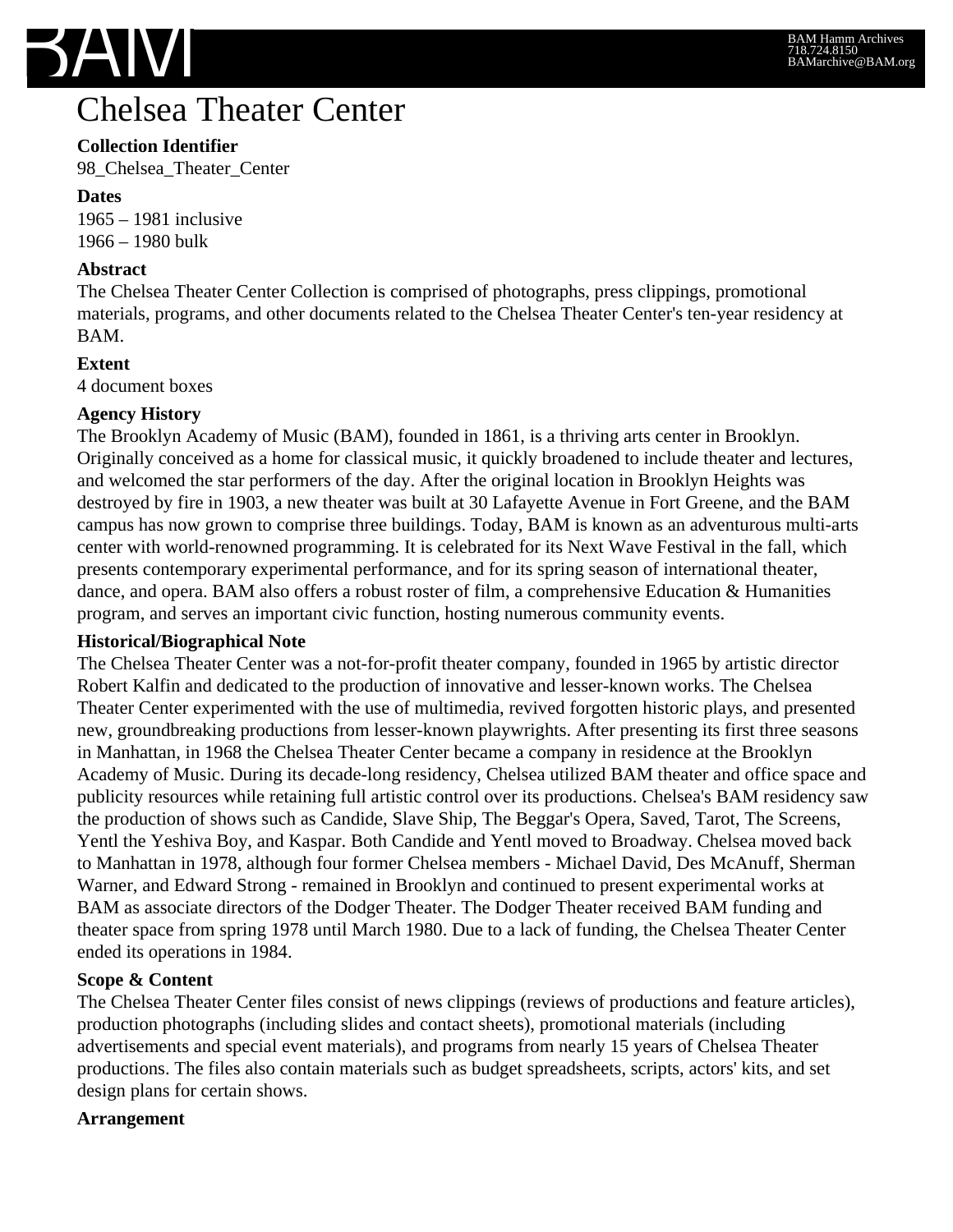# Chelsea Theater Center

**Collection Identifier**

98_Chelsea_Theater_Center

**Dates**

1965 – 1981 inclusive
1966 – 1980 bulk

**Abstract**

The Chelsea Theater Center Collection is comprised of photographs, press clippings, promotional materials, programs, and other documents related to the Chelsea Theater Center's ten-year residency at BAM.

**Extent**

4 document boxes

**Agency History**

The Brooklyn Academy of Music (BAM), founded in 1861, is a thriving arts center in Brooklyn. Originally conceived as a home for classical music, it quickly broadened to include theater and lectures, and welcomed the star performers of the day. After the original location in Brooklyn Heights was destroyed by fire in 1903, a new theater was built at 30 Lafayette Avenue in Fort Greene, and the BAM campus has now grown to comprise three buildings. Today, BAM is known as an adventurous multi-arts center with world-renowned programming. It is celebrated for its Next Wave Festival in the fall, which presents contemporary experimental performance, and for its spring season of international theater, dance, and opera. BAM also offers a robust roster of film, a comprehensive Education & Humanities program, and serves an important civic function, hosting numerous community events.

**Historical/Biographical Note**

The Chelsea Theater Center was a not-for-profit theater company, founded in 1965 by artistic director Robert Kalfin and dedicated to the production of innovative and lesser-known works. The Chelsea Theater Center experimented with the use of multimedia, revived forgotten historic plays, and presented new, groundbreaking productions from lesser-known playwrights. After presenting its first three seasons in Manhattan, in 1968 the Chelsea Theater Center became a company in residence at the Brooklyn Academy of Music. During its decade-long residency, Chelsea utilized BAM theater and office space and publicity resources while retaining full artistic control over its productions. Chelsea's BAM residency saw the production of shows such as Candide, Slave Ship, The Beggar's Opera, Saved, Tarot, The Screens, Yentl the Yeshiva Boy, and Kaspar. Both Candide and Yentl moved to Broadway. Chelsea moved back to Manhattan in 1978, although four former Chelsea members - Michael David, Des McAnuff, Sherman Warner, and Edward Strong - remained in Brooklyn and continued to present experimental works at BAM as associate directors of the Dodger Theater. The Dodger Theater received BAM funding and theater space from spring 1978 until March 1980. Due to a lack of funding, the Chelsea Theater Center ended its operations in 1984.

**Scope & Content**

The Chelsea Theater Center files consist of news clippings (reviews of productions and feature articles), production photographs (including slides and contact sheets), promotional materials (including advertisements and special event materials), and programs from nearly 15 years of Chelsea Theater productions. The files also contain materials such as budget spreadsheets, scripts, actors' kits, and set design plans for certain shows.

**Arrangement**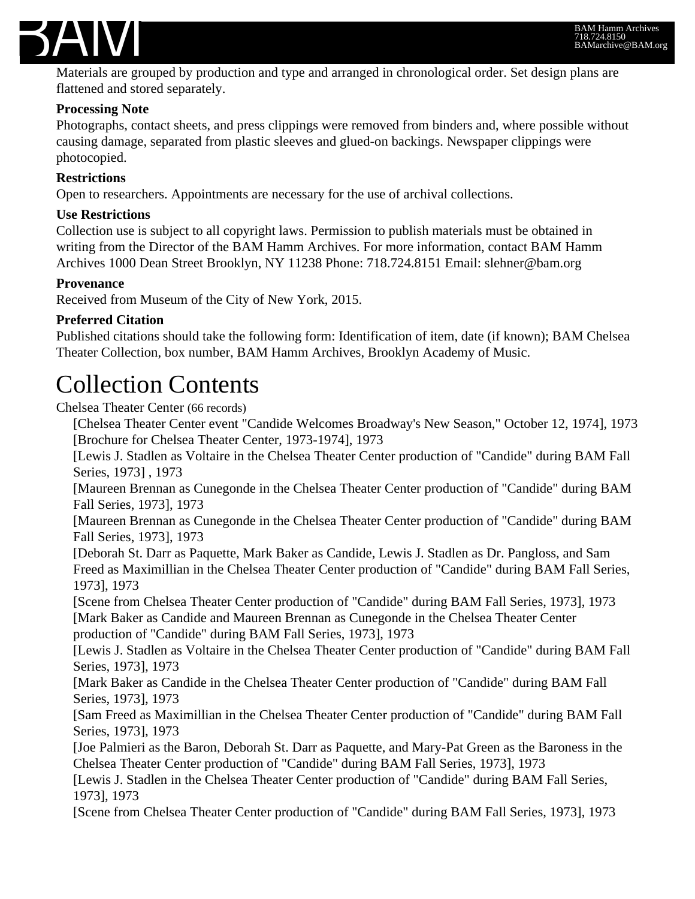Materials are grouped by production and type and arranged in chronological order. Set design plans are flattened and stored separately.

**Processing Note**

Photographs, contact sheets, and press clippings were removed from binders and, where possible without causing damage, separated from plastic sleeves and glued-on backings. Newspaper clippings were photocopied.

**Restrictions**

Open to researchers. Appointments are necessary for the use of archival collections.

**Use Restrictions**

Collection use is subject to all copyright laws. Permission to publish materials must be obtained in writing from the Director of the BAM Hamm Archives. For more information, contact BAM Hamm Archives 1000 Dean Street Brooklyn, NY 11238 Phone: 718.724.8151 Email: slehner@bam.org

**Provenance**

Received from Museum of the City of New York, 2015.

**Preferred Citation**

Published citations should take the following form: Identification of item, date (if known); BAM Chelsea Theater Collection, box number, BAM Hamm Archives, Brooklyn Academy of Music.

# Collection Contents

Chelsea Theater Center (66 records)

- [Chelsea Theater Center event "Candide Welcomes Broadway's New Season," October 12, 1974], 1973
- [Brochure for Chelsea Theater Center, 1973-1974], 1973
- [Lewis J. Stadlen as Voltaire in the Chelsea Theater Center production of "Candide" during BAM Fall Series, 1973] , 1973
- [Maureen Brennan as Cunegonde in the Chelsea Theater Center production of "Candide" during BAM Fall Series, 1973], 1973
- [Maureen Brennan as Cunegonde in the Chelsea Theater Center production of "Candide" during BAM Fall Series, 1973], 1973
- [Deborah St. Darr as Paquette, Mark Baker as Candide, Lewis J. Stadlen as Dr. Pangloss, and Sam Freed as Maximillian in the Chelsea Theater Center production of "Candide" during BAM Fall Series, 1973], 1973
- [Scene from Chelsea Theater Center production of "Candide" during BAM Fall Series, 1973], 1973
- [Mark Baker as Candide and Maureen Brennan as Cunegonde in the Chelsea Theater Center production of "Candide" during BAM Fall Series, 1973], 1973
- [Lewis J. Stadlen as Voltaire in the Chelsea Theater Center production of "Candide" during BAM Fall Series, 1973], 1973
- [Mark Baker as Candide in the Chelsea Theater Center production of "Candide" during BAM Fall Series, 1973], 1973
- [Sam Freed as Maximillian in the Chelsea Theater Center production of "Candide" during BAM Fall Series, 1973], 1973
- [Joe Palmieri as the Baron, Deborah St. Darr as Paquette, and Mary-Pat Green as the Baroness in the Chelsea Theater Center production of "Candide" during BAM Fall Series, 1973], 1973
- [Lewis J. Stadlen in the Chelsea Theater Center production of "Candide" during BAM Fall Series, 1973], 1973
- [Scene from Chelsea Theater Center production of "Candide" during BAM Fall Series, 1973], 1973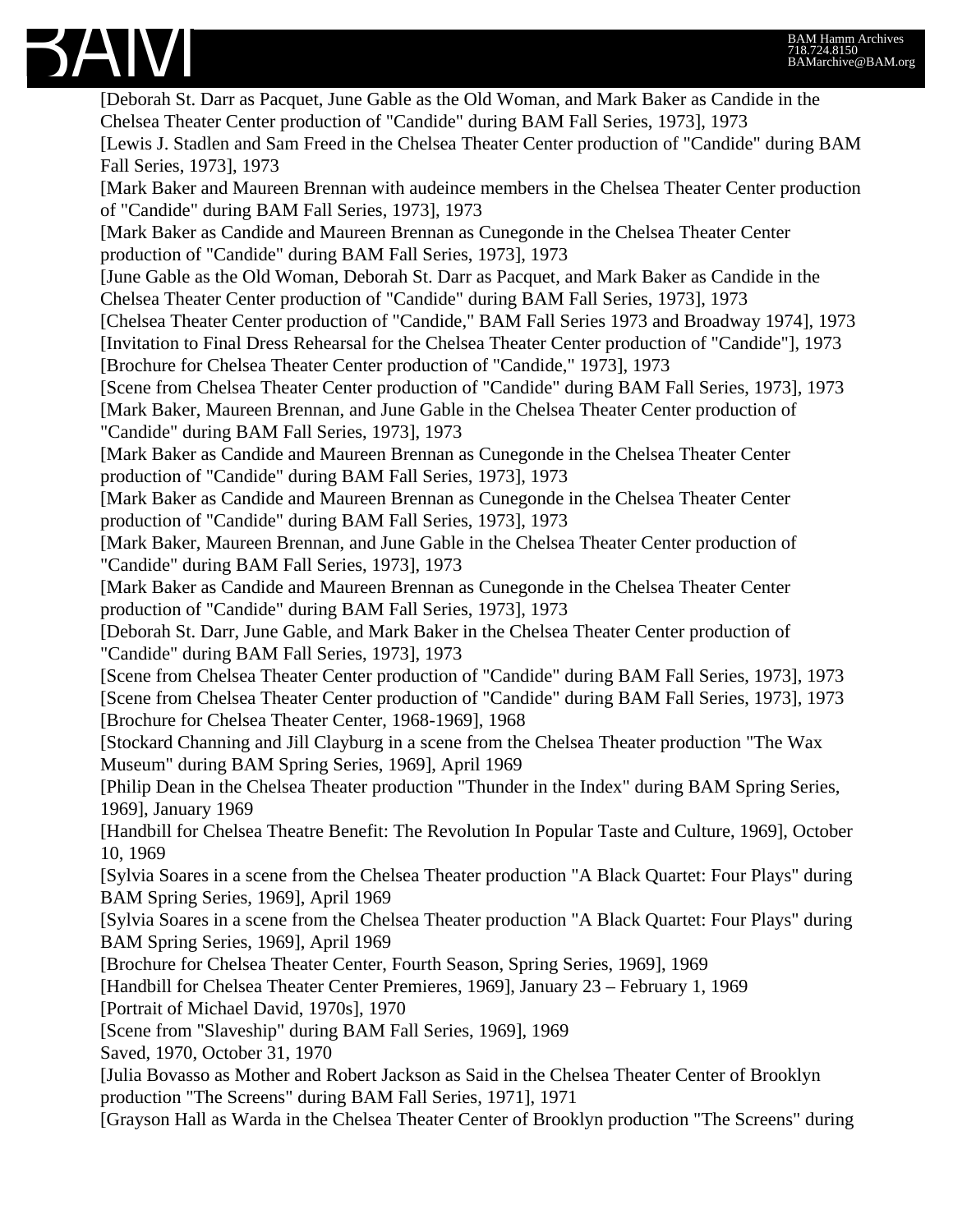[Deborah St. Darr as Pacquet, June Gable as the Old Woman, and Mark Baker as Candide in the Chelsea Theater Center production of "Candide" during BAM Fall Series, 1973], 1973

[Lewis J. Stadlen and Sam Freed in the Chelsea Theater Center production of "Candide" during BAM Fall Series, 1973], 1973

[Mark Baker and Maureen Brennan with audeince members in the Chelsea Theater Center production of "Candide" during BAM Fall Series, 1973], 1973

[Mark Baker as Candide and Maureen Brennan as Cunegonde in the Chelsea Theater Center production of "Candide" during BAM Fall Series, 1973], 1973

[June Gable as the Old Woman, Deborah St. Darr as Pacquet, and Mark Baker as Candide in the Chelsea Theater Center production of "Candide" during BAM Fall Series, 1973], 1973

[Chelsea Theater Center production of "Candide," BAM Fall Series 1973 and Broadway 1974], 1973

[Invitation to Final Dress Rehearsal for the Chelsea Theater Center production of "Candide"], 1973

[Brochure for Chelsea Theater Center production of "Candide," 1973], 1973

[Scene from Chelsea Theater Center production of "Candide" during BAM Fall Series, 1973], 1973

[Mark Baker, Maureen Brennan, and June Gable in the Chelsea Theater Center production of "Candide" during BAM Fall Series, 1973], 1973

[Mark Baker as Candide and Maureen Brennan as Cunegonde in the Chelsea Theater Center production of "Candide" during BAM Fall Series, 1973], 1973

[Mark Baker as Candide and Maureen Brennan as Cunegonde in the Chelsea Theater Center production of "Candide" during BAM Fall Series, 1973], 1973

[Mark Baker, Maureen Brennan, and June Gable in the Chelsea Theater Center production of "Candide" during BAM Fall Series, 1973], 1973

[Mark Baker as Candide and Maureen Brennan as Cunegonde in the Chelsea Theater Center production of "Candide" during BAM Fall Series, 1973], 1973

[Deborah St. Darr, June Gable, and Mark Baker in the Chelsea Theater Center production of "Candide" during BAM Fall Series, 1973], 1973

[Scene from Chelsea Theater Center production of "Candide" during BAM Fall Series, 1973], 1973

[Scene from Chelsea Theater Center production of "Candide" during BAM Fall Series, 1973], 1973

[Brochure for Chelsea Theater Center, 1968-1969], 1968

[Stockard Channing and Jill Clayburg in a scene from the Chelsea Theater production "The Wax Museum" during BAM Spring Series, 1969], April 1969

[Philip Dean in the Chelsea Theater production "Thunder in the Index" during BAM Spring Series, 1969], January 1969

[Handbill for Chelsea Theatre Benefit: The Revolution In Popular Taste and Culture, 1969], October 10, 1969

[Sylvia Soares in a scene from the Chelsea Theater production "A Black Quartet: Four Plays" during BAM Spring Series, 1969], April 1969

[Sylvia Soares in a scene from the Chelsea Theater production "A Black Quartet: Four Plays" during BAM Spring Series, 1969], April 1969

[Brochure for Chelsea Theater Center, Fourth Season, Spring Series, 1969], 1969

[Handbill for Chelsea Theater Center Premieres, 1969], January 23 – February 1, 1969

[Portrait of Michael David, 1970s], 1970

[Scene from "Slaveship" during BAM Fall Series, 1969], 1969

Saved, 1970, October 31, 1970

[Julia Bovasso as Mother and Robert Jackson as Said in the Chelsea Theater Center of Brooklyn production "The Screens" during BAM Fall Series, 1971], 1971

[Grayson Hall as Warda in the Chelsea Theater Center of Brooklyn production "The Screens" during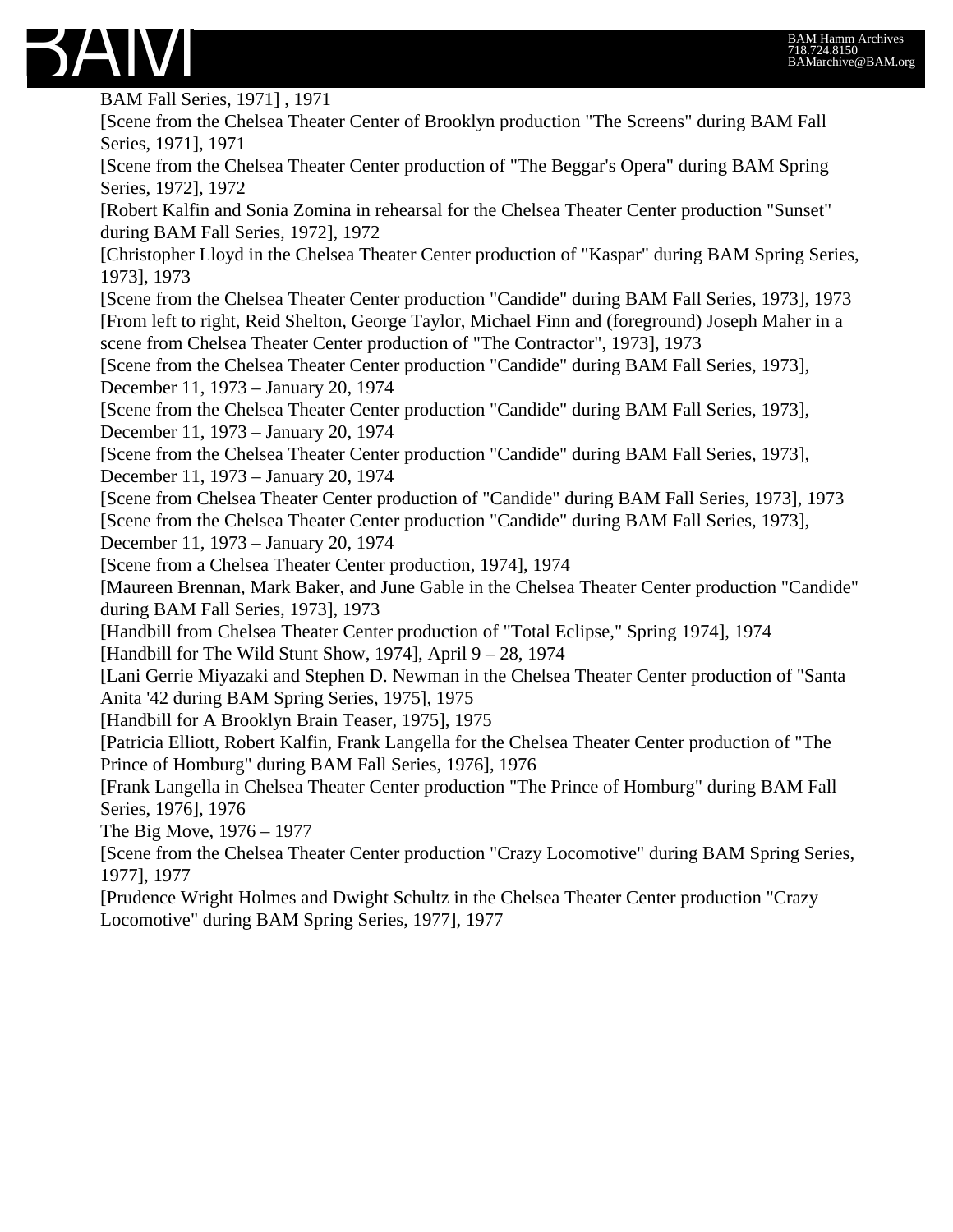BAM Fall Series, 1971] , 1971

[Scene from the Chelsea Theater Center of Brooklyn production "The Screens" during BAM Fall Series, 1971], 1971

[Scene from the Chelsea Theater Center production of "The Beggar's Opera" during BAM Spring Series, 1972], 1972

[Robert Kalfin and Sonia Zomina in rehearsal for the Chelsea Theater Center production "Sunset" during BAM Fall Series, 1972], 1972

[Christopher Lloyd in the Chelsea Theater Center production of "Kaspar" during BAM Spring Series, 1973], 1973

[Scene from the Chelsea Theater Center production "Candide" during BAM Fall Series, 1973], 1973

[From left to right, Reid Shelton, George Taylor, Michael Finn and (foreground) Joseph Maher in a scene from Chelsea Theater Center production of "The Contractor", 1973], 1973

[Scene from the Chelsea Theater Center production "Candide" during BAM Fall Series, 1973], December 11, 1973 – January 20, 1974

[Scene from the Chelsea Theater Center production "Candide" during BAM Fall Series, 1973], December 11, 1973 – January 20, 1974

[Scene from the Chelsea Theater Center production "Candide" during BAM Fall Series, 1973], December 11, 1973 – January 20, 1974

[Scene from Chelsea Theater Center production of "Candide" during BAM Fall Series, 1973], 1973

[Scene from the Chelsea Theater Center production "Candide" during BAM Fall Series, 1973], December 11, 1973 – January 20, 1974

[Scene from a Chelsea Theater Center production, 1974], 1974

[Maureen Brennan, Mark Baker, and June Gable in the Chelsea Theater Center production "Candide" during BAM Fall Series, 1973], 1973

[Handbill from Chelsea Theater Center production of "Total Eclipse," Spring 1974], 1974

[Handbill for The Wild Stunt Show, 1974], April 9 – 28, 1974

[Lani Gerrie Miyazaki and Stephen D. Newman in the Chelsea Theater Center production of "Santa Anita '42 during BAM Spring Series, 1975], 1975

[Handbill for A Brooklyn Brain Teaser, 1975], 1975

[Patricia Elliott, Robert Kalfin, Frank Langella for the Chelsea Theater Center production of "The Prince of Homburg" during BAM Fall Series, 1976], 1976

[Frank Langella in Chelsea Theater Center production "The Prince of Homburg" during BAM Fall Series, 1976], 1976

The Big Move, 1976 – 1977

[Scene from the Chelsea Theater Center production "Crazy Locomotive" during BAM Spring Series, 1977], 1977

[Prudence Wright Holmes and Dwight Schultz in the Chelsea Theater Center production "Crazy Locomotive" during BAM Spring Series, 1977], 1977